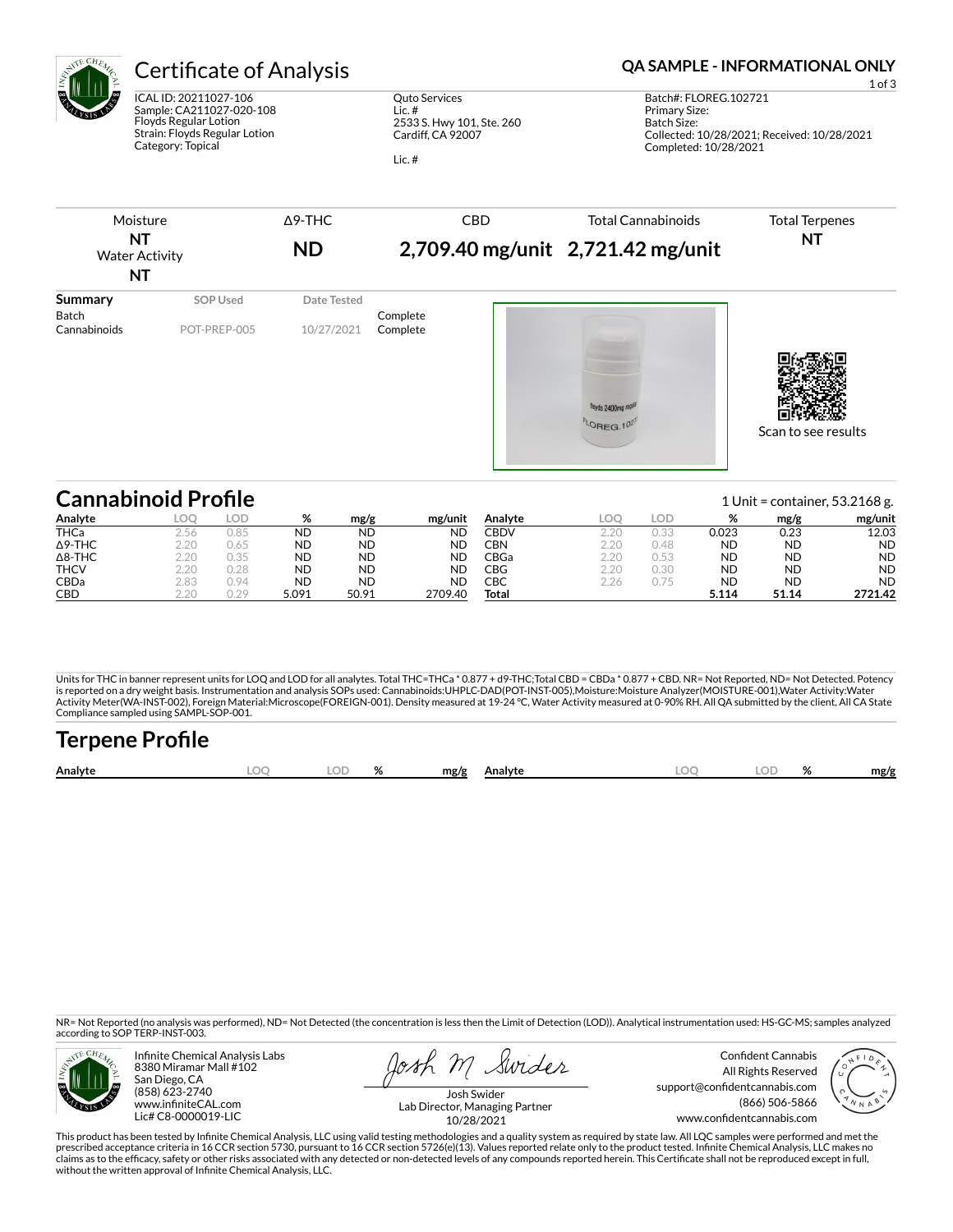# Certificate of Analysis

**QA SAMPLE - INFORMATIONAL ONLY**

ICAL ID: 20211027-106
Sample: CA211027-020-108
Floyds Regular Lotion
Strain: Floyds Regular Lotion
Category: Topical

Quto Services
Lic. #
2533 S. Hwy 101, Ste. 260
Cardiff, CA 92007

Lic. #

Batch#: FLOREG.102721
Primary Size:
Batch Size:
Collected: 10/28/2021; Received: 10/28/2021
Completed: 10/28/2021

| Moisture | Δ9-THC | CBD | Total Cannabinoids | Total Terpenes |
|---|---|---|---|---|
| **NT** | **ND** | **2,709.40 mg/unit** | **2,721.42 mg/unit** | **NT** |
| Water Activity **NT** | | | | |

| Summary | SOP Used | Date Tested | |
|---|---|---|---|
| Batch | | | Complete |
| Cannabinoids | POT-PREP-005 | 10/27/2021 | Complete |

Scan to see results

## Cannabinoid Profile

1 Unit = container, 53.2168 g.

| Analyte | LOQ | LOD | % | mg/g | mg/unit | Analyte | LOQ | LOD | % | mg/g | mg/unit |
|---|---|---|---|---|---|---|---|---|---|---|---|
| THCa | 2.56 | 0.85 | ND | ND | ND | CBDV | 2.20 | 0.33 | 0.023 | 0.23 | 12.03 |
| Δ9-THC | 2.20 | 0.65 | ND | ND | ND | CBN | 2.20 | 0.48 | ND | ND | ND |
| Δ8-THC | 2.20 | 0.35 | ND | ND | ND | CBGa | 2.20 | 0.53 | ND | ND | ND |
| THCV | 2.20 | 0.28 | ND | ND | ND | CBG | 2.20 | 0.30 | ND | ND | ND |
| CBDa | 2.83 | 0.94 | ND | ND | ND | CBC | 2.26 | 0.75 | ND | ND | ND |
| CBD | 2.20 | 0.29 | 5.091 | 50.91 | 2709.40 | **Total** | | | **5.114** | **51.14** | **2721.42** |

Units for THC in banner represent units for LOQ and LOD for all analytes. Total THC=THCa * 0.877 + d9-THC;Total CBD = CBDa * 0.877 + CBD. NR= Not Reported, ND= Not Detected. Potency is reported on a dry weight basis. Instrumentation and analysis SOPs used: Cannabinoids:UHPLC-DAD(POT-INST-005),Moisture:Moisture Analyzer(MOISTURE-001),Water Activity:Water Activity Meter(WA-INST-002), Foreign Material:Microscope(FOREIGN-001). Density measured at 19-24 °C, Water Activity measured at 0-90% RH. All QA submitted by the client, All CA State Compliance sampled using SAMPL-SOP-001.

## Terpene Profile

| Analyte | LOQ | LOD | % | mg/g | Analyte | LOQ | LOD | % | mg/g |
|---|---|---|---|---|---|---|---|---|---|

NR= Not Reported (no analysis was performed), ND= Not Detected (the concentration is less then the Limit of Detection (LOD)). Analytical instrumentation used: HS-GC-MS; samples analyzed according to SOP TERP-INST-003.

Infinite Chemical Analysis Labs
8380 Miramar Mall #102
San Diego, CA
(858) 623-2740
www.infiniteCAL.com
Lic# C8-0000019-LIC

Josh Swider
Lab Director, Managing Partner
10/28/2021

Confident Cannabis
All Rights Reserved
support@confidentcannabis.com
(866) 506-5866
www.confidentcannabis.com

This product has been tested by Infinite Chemical Analysis, LLC using valid testing methodologies and a quality system as required by state law. All LQC samples were performed and met the prescribed acceptance criteria in 16 CCR section 5730, pursuant to 16 CCR section 5726(e)(13). Values reported relate only to the product tested. Infinite Chemical Analysis, LLC makes no claims as to the efficacy, safety or other risks associated with any detected or non-detected levels of any compounds reported herein. This Certificate shall not be reproduced except in full, without the written approval of Infinite Chemical Analysis, LLC.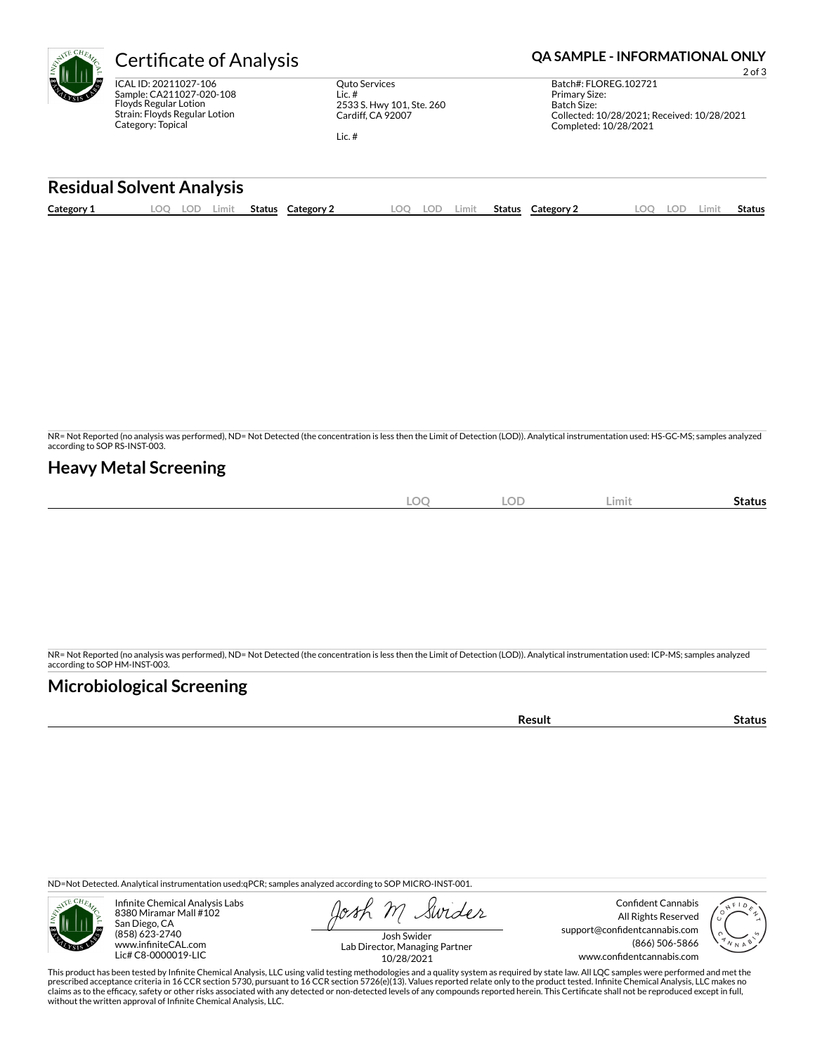# Certificate of Analysis

**QA SAMPLE - INFORMATIONAL ONLY**

ICAL ID: 20211027-106
Sample: CA211027-020-108
Floyds Regular Lotion
Strain: Floyds Regular Lotion
Category: Topical

Quto Services
Lic. #
2533 S. Hwy 101, Ste. 260
Cardiff, CA 92007

Lic. #

Batch#: FLOREG.102721
Primary Size:
Batch Size:
Collected: 10/28/2021; Received: 10/28/2021
Completed: 10/28/2021

## Residual Solvent Analysis

| Category 1 | LOQ | LOD | Limit | Status | Category 2 | LOQ | LOD | Limit | Status | Category 2 | LOQ | LOD | Limit | Status |
|---|---|---|---|---|---|---|---|---|---|---|---|---|---|---|

NR= Not Reported (no analysis was performed), ND= Not Detected (the concentration is less then the Limit of Detection (LOD)). Analytical instrumentation used: HS-GC-MS; samples analyzed according to SOP RS-INST-003.

## Heavy Metal Screening

| | LOQ | LOD | Limit | Status |
|---|---|---|---|---|

NR= Not Reported (no analysis was performed), ND= Not Detected (the concentration is less then the Limit of Detection (LOD)). Analytical instrumentation used: ICP-MS; samples analyzed according to SOP HM-INST-003.

## Microbiological Screening

| | Result | Status |
|---|---|---|

ND=Not Detected. Analytical instrumentation used:qPCR; samples analyzed according to SOP MICRO-INST-001.

Infinite Chemical Analysis Labs
8380 Miramar Mall #102
San Diego, CA
(858) 623-2740
www.infiniteCAL.com
Lic# C8-0000019-LIC

Josh Swider
Lab Director, Managing Partner
10/28/2021

Confident Cannabis
All Rights Reserved
support@confidentcannabis.com
(866) 506-5866
www.confidentcannabis.com

This product has been tested by Infinite Chemical Analysis, LLC using valid testing methodologies and a quality system as required by state law. All LQC samples were performed and met the prescribed acceptance criteria in 16 CCR section 5730, pursuant to 16 CCR section 5726(e)(13). Values reported relate only to the product tested. Infinite Chemical Analysis, LLC makes no claims as to the efficacy, safety or other risks associated with any detected or non-detected levels of any compounds reported herein. This Certificate shall not be reproduced except in full, without the written approval of Infinite Chemical Analysis, LLC.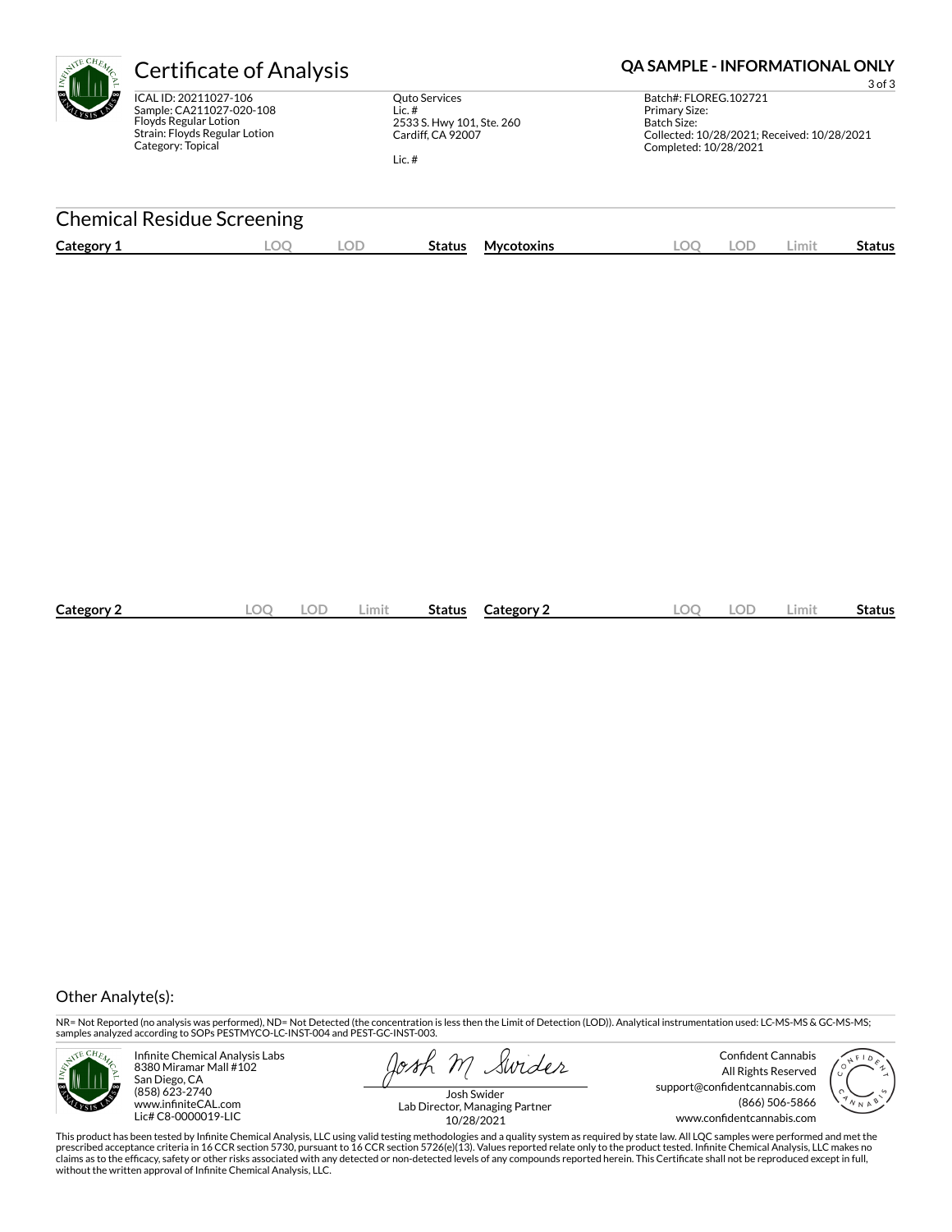# Certificate of Analysis

**QA SAMPLE - INFORMATIONAL ONLY**

ICAL ID: 20211027-106
Sample: CA211027-020-108
Floyds Regular Lotion
Strain: Floyds Regular Lotion
Category: Topical

Quto Services
Lic. #
2533 S. Hwy 101, Ste. 260
Cardiff, CA 92007

Lic. #

Batch#: FLOREG.102721
Primary Size:
Batch Size:
Collected: 10/28/2021; Received: 10/28/2021
Completed: 10/28/2021

## Chemical Residue Screening

| Category 1 | LOQ | LOD | Status |
|---|---|---|---|

| Mycotoxins | LOQ | LOD | Limit | Status |
|---|---|---|---|---|

| Category 2 | LOQ | LOD | Limit | Status |
|---|---|---|---|---|

| Category 2 | LOQ | LOD | Limit | Status |
|---|---|---|---|---|

Other Analyte(s):

NR= Not Reported (no analysis was performed), ND= Not Detected (the concentration is less then the Limit of Detection (LOD)). Analytical instrumentation used: LC-MS-MS & GC-MS-MS; samples analyzed according to SOPs PESTMYCO-LC-INST-004 and PEST-GC-INST-003.

Infinite Chemical Analysis Labs
8380 Miramar Mall #102
San Diego, CA
(858) 623-2740
www.infiniteCAL.com
Lic# C8-0000019-LIC

Josh Swider
Lab Director, Managing Partner
10/28/2021

Confident Cannabis
All Rights Reserved
support@confidentcannabis.com
(866) 506-5866
www.confidentcannabis.com

This product has been tested by Infinite Chemical Analysis, LLC using valid testing methodologies and a quality system as required by state law. All LQC samples were performed and met the prescribed acceptance criteria in 16 CCR section 5730, pursuant to 16 CCR section 5726(e)(13). Values reported relate only to the product tested. Infinite Chemical Analysis, LLC makes no claims as to the efficacy, safety or other risks associated with any detected or non-detected levels of any compounds reported herein. This Certificate shall not be reproduced except in full, without the written approval of Infinite Chemical Analysis, LLC.